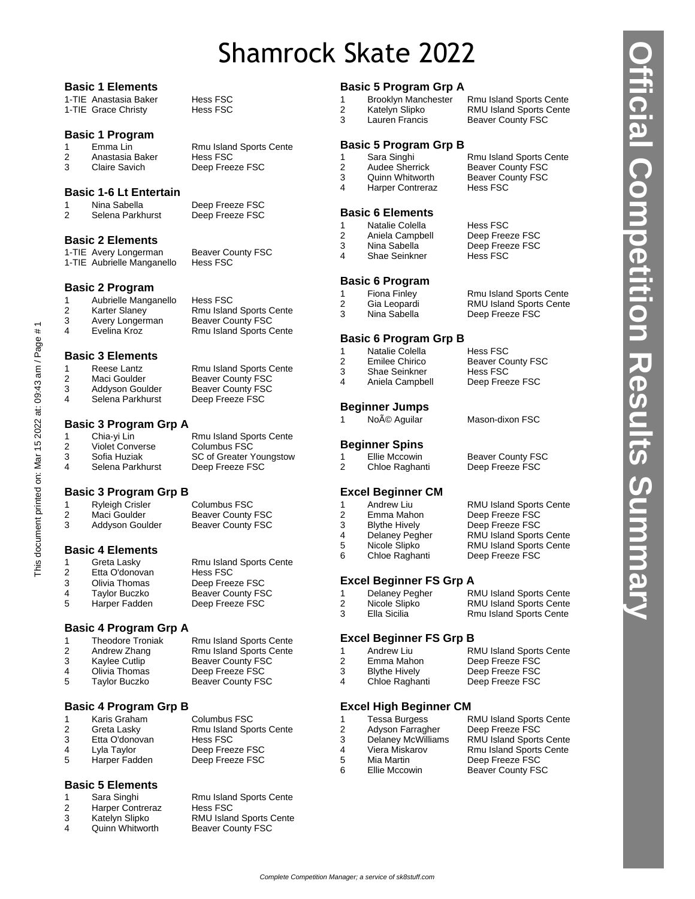# Shamrock Skate 2022

Official Competition Results Summary

### Basic 1 Elements

| Place | Name | Club |
|---|---|---|
| 1-TIE | Anastasia Baker | Hess FSC |
| 1-TIE | Grace Christy | Hess FSC |

### Basic 1 Program

| Place | Name | Club |
|---|---|---|
| 1 | Emma Lin | Rmu Island Sports Cente |
| 2 | Anastasia Baker | Hess FSC |
| 3 | Claire Savich | Deep Freeze FSC |

### Basic 1-6 Lt Entertain

| Place | Name | Club |
|---|---|---|
| 1 | Nina Sabella | Deep Freeze FSC |
| 2 | Selena Parkhurst | Deep Freeze FSC |

### Basic 2 Elements

| Place | Name | Club |
|---|---|---|
| 1-TIE | Avery Longerman | Beaver County FSC |
| 1-TIE | Aubrielle Manganello | Hess FSC |

### Basic 2 Program

| Place | Name | Club |
|---|---|---|
| 1 | Aubrielle Manganello | Hess FSC |
| 2 | Karter Slaney | Rmu Island Sports Cente |
| 3 | Avery Longerman | Beaver County FSC |
| 4 | Evelina Kroz | Rmu Island Sports Cente |

### Basic 3 Elements

| Place | Name | Club |
|---|---|---|
| 1 | Reese Lantz | Rmu Island Sports Cente |
| 2 | Maci Goulder | Beaver County FSC |
| 3 | Addyson Goulder | Beaver County FSC |
| 4 | Selena Parkhurst | Deep Freeze FSC |

### Basic 3 Program Grp A

| Place | Name | Club |
|---|---|---|
| 1 | Chia-yi Lin | Rmu Island Sports Cente |
| 2 | Violet Converse | Columbus FSC |
| 3 | Sofia Huziak | SC of Greater Youngstow |
| 4 | Selena Parkhurst | Deep Freeze FSC |

### Basic 3 Program Grp B

| Place | Name | Club |
|---|---|---|
| 1 | Ryleigh Crisler | Columbus FSC |
| 2 | Maci Goulder | Beaver County FSC |
| 3 | Addyson Goulder | Beaver County FSC |

### Basic 4 Elements

| Place | Name | Club |
|---|---|---|
| 1 | Greta Lasky | Rmu Island Sports Cente |
| 2 | Etta O'donovan | Hess FSC |
| 3 | Olivia Thomas | Deep Freeze FSC |
| 4 | Taylor Buczko | Beaver County FSC |
| 5 | Harper Fadden | Deep Freeze FSC |

### Basic 4 Program Grp A

| Place | Name | Club |
|---|---|---|
| 1 | Theodore Troniak | Rmu Island Sports Cente |
| 2 | Andrew Zhang | Rmu Island Sports Cente |
| 3 | Kaylee Cutlip | Beaver County FSC |
| 4 | Olivia Thomas | Deep Freeze FSC |
| 5 | Taylor Buczko | Beaver County FSC |

### Basic 4 Program Grp B

| Place | Name | Club |
|---|---|---|
| 1 | Karis Graham | Columbus FSC |
| 2 | Greta Lasky | Rmu Island Sports Cente |
| 3 | Etta O'donovan | Hess FSC |
| 4 | Lyla Taylor | Deep Freeze FSC |
| 5 | Harper Fadden | Deep Freeze FSC |

### Basic 5 Elements

| Place | Name | Club |
|---|---|---|
| 1 | Sara Singhi | Rmu Island Sports Cente |
| 2 | Harper Contreraz | Hess FSC |
| 3 | Katelyn Slipko | RMU Island Sports Cente |
| 4 | Quinn Whitworth | Beaver County FSC |

### Basic 5 Program Grp A

| Place | Name | Club |
|---|---|---|
| 1 | Brooklyn Manchester | Rmu Island Sports Cente |
| 2 | Katelyn Slipko | RMU Island Sports Cente |
| 3 | Lauren Francis | Beaver County FSC |

### Basic 5 Program Grp B

| Place | Name | Club |
|---|---|---|
| 1 | Sara Singhi | Rmu Island Sports Cente |
| 2 | Audee Sherrick | Beaver County FSC |
| 3 | Quinn Whitworth | Beaver County FSC |
| 4 | Harper Contreraz | Hess FSC |

### Basic 6 Elements

| Place | Name | Club |
|---|---|---|
| 1 | Natalie Colella | Hess FSC |
| 2 | Aniela Campbell | Deep Freeze FSC |
| 3 | Nina Sabella | Deep Freeze FSC |
| 4 | Shae Seinkner | Hess FSC |

### Basic 6 Program

| Place | Name | Club |
|---|---|---|
| 1 | Fiona Finley | Rmu Island Sports Cente |
| 2 | Gia Leopardi | RMU Island Sports Cente |
| 3 | Nina Sabella | Deep Freeze FSC |

### Basic 6 Program Grp B

| Place | Name | Club |
|---|---|---|
| 1 | Natalie Colella | Hess FSC |
| 2 | Emilee Chirico | Beaver County FSC |
| 3 | Shae Seinkner | Hess FSC |
| 4 | Aniela Campbell | Deep Freeze FSC |

### Beginner Jumps

| Place | Name | Club |
|---|---|---|
| 1 | NoÃ© Aguilar | Mason-dixon FSC |

### Beginner Spins

| Place | Name | Club |
|---|---|---|
| 1 | Ellie Mccowin | Beaver County FSC |
| 2 | Chloe Raghanti | Deep Freeze FSC |

### Excel Beginner CM

| Place | Name | Club |
|---|---|---|
| 1 | Andrew Liu | RMU Island Sports Cente |
| 2 | Emma Mahon | Deep Freeze FSC |
| 3 | Blythe Hively | Deep Freeze FSC |
| 4 | Delaney Pegher | RMU Island Sports Cente |
| 5 | Nicole Slipko | RMU Island Sports Cente |
| 6 | Chloe Raghanti | Deep Freeze FSC |

### Excel Beginner FS Grp A

| Place | Name | Club |
|---|---|---|
| 1 | Delaney Pegher | RMU Island Sports Cente |
| 2 | Nicole Slipko | RMU Island Sports Cente |
| 3 | Ella Sicilia | Rmu Island Sports Cente |

### Excel Beginner FS Grp B

| Place | Name | Club |
|---|---|---|
| 1 | Andrew Liu | RMU Island Sports Cente |
| 2 | Emma Mahon | Deep Freeze FSC |
| 3 | Blythe Hively | Deep Freeze FSC |
| 4 | Chloe Raghanti | Deep Freeze FSC |

### Excel High Beginner CM

| Place | Name | Club |
|---|---|---|
| 1 | Tessa Burgess | RMU Island Sports Cente |
| 2 | Adyson Farragher | Deep Freeze FSC |
| 3 | Delaney McWilliams | RMU Island Sports Cente |
| 4 | Viera Miskarov | Rmu Island Sports Cente |
| 5 | Mia Martin | Deep Freeze FSC |
| 6 | Ellie Mccowin | Beaver County FSC |

This document printed on: Mar 15 2022 at: 09:43 am / Page # 1

*Complete Competition Manager; a service of sk8stuff.com*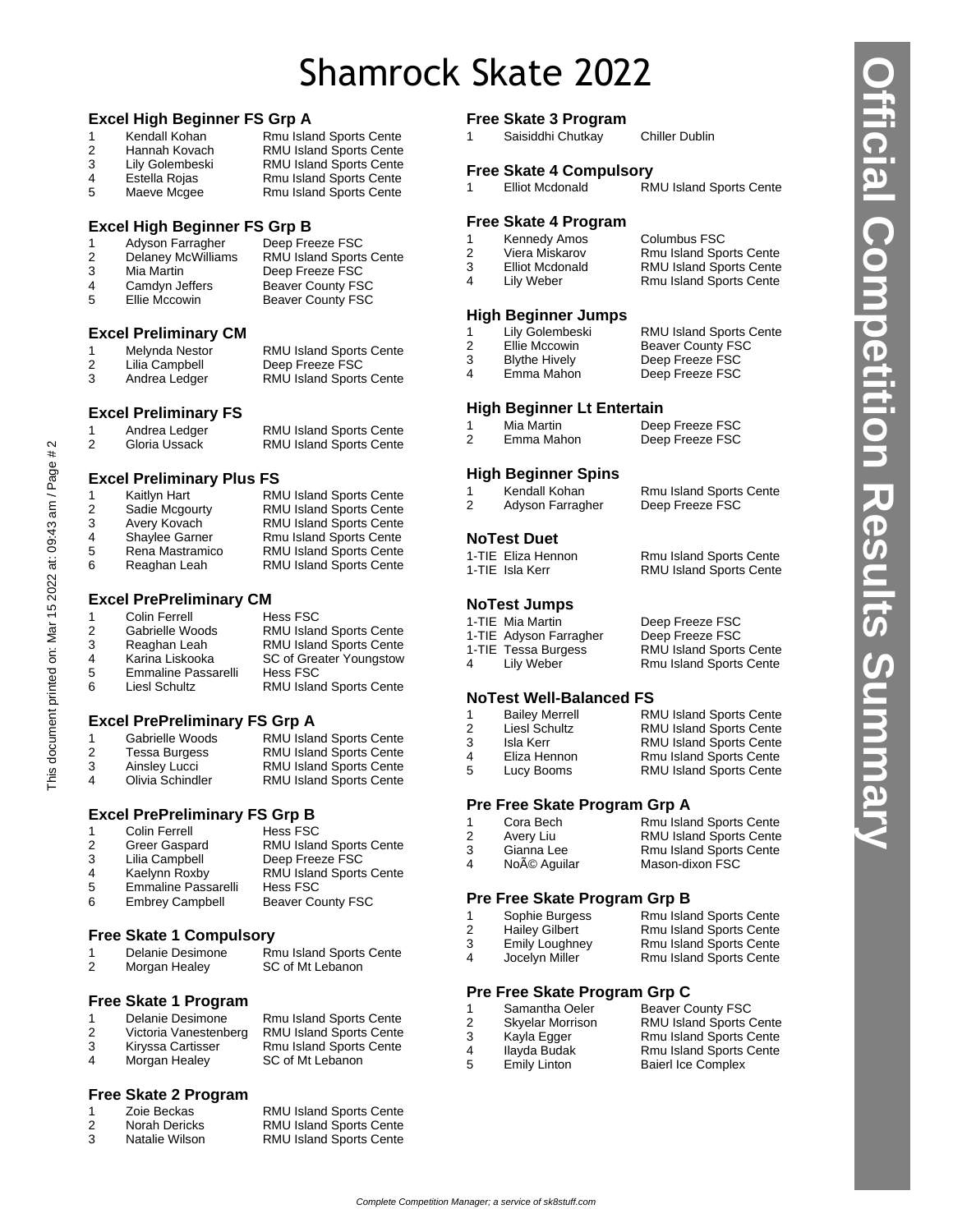# Shamrock Skate 2022

## Excel High Beginner FS Grp A

| Place | Name | Club |
| --- | --- | --- |
| 1 | Kendall Kohan | Rmu Island Sports Cente |
| 2 | Hannah Kovach | RMU Island Sports Cente |
| 3 | Lily Golembeski | RMU Island Sports Cente |
| 4 | Estella Rojas | Rmu Island Sports Cente |
| 5 | Maeve Mcgee | Rmu Island Sports Cente |

## Excel High Beginner FS Grp B

| Place | Name | Club |
| --- | --- | --- |
| 1 | Adyson Farragher | Deep Freeze FSC |
| 2 | Delaney McWilliams | RMU Island Sports Cente |
| 3 | Mia Martin | Deep Freeze FSC |
| 4 | Camdyn Jeffers | Beaver County FSC |
| 5 | Ellie Mccowin | Beaver County FSC |

## Excel Preliminary CM

| Place | Name | Club |
| --- | --- | --- |
| 1 | Melynda Nestor | RMU Island Sports Cente |
| 2 | Lilia Campbell | Deep Freeze FSC |
| 3 | Andrea Ledger | RMU Island Sports Cente |

## Excel Preliminary FS

| Place | Name | Club |
| --- | --- | --- |
| 1 | Andrea Ledger | RMU Island Sports Cente |
| 2 | Gloria Ussack | RMU Island Sports Cente |

## Excel Preliminary Plus FS

| Place | Name | Club |
| --- | --- | --- |
| 1 | Kaitlyn Hart | RMU Island Sports Cente |
| 2 | Sadie Mcgourty | RMU Island Sports Cente |
| 3 | Avery Kovach | RMU Island Sports Cente |
| 4 | Shaylee Garner | Rmu Island Sports Cente |
| 5 | Rena Mastramico | RMU Island Sports Cente |
| 6 | Reaghan Leah | RMU Island Sports Cente |

## Excel PrePreliminary CM

| Place | Name | Club |
| --- | --- | --- |
| 1 | Colin Ferrell | Hess FSC |
| 2 | Gabrielle Woods | RMU Island Sports Cente |
| 3 | Reaghan Leah | RMU Island Sports Cente |
| 4 | Karina Liskooka | SC of Greater Youngstow |
| 5 | Emmaline Passarelli | Hess FSC |
| 6 | Liesl Schultz | RMU Island Sports Cente |

## Excel PrePreliminary FS Grp A

| Place | Name | Club |
| --- | --- | --- |
| 1 | Gabrielle Woods | RMU Island Sports Cente |
| 2 | Tessa Burgess | RMU Island Sports Cente |
| 3 | Ainsley Lucci | RMU Island Sports Cente |
| 4 | Olivia Schindler | RMU Island Sports Cente |

## Excel PrePreliminary FS Grp B

| Place | Name | Club |
| --- | --- | --- |
| 1 | Colin Ferrell | Hess FSC |
| 2 | Greer Gaspard | RMU Island Sports Cente |
| 3 | Lilia Campbell | Deep Freeze FSC |
| 4 | Kaelynn Roxby | RMU Island Sports Cente |
| 5 | Emmaline Passarelli | Hess FSC |
| 6 | Embrey Campbell | Beaver County FSC |

## Free Skate 1 Compulsory

| Place | Name | Club |
| --- | --- | --- |
| 1 | Delanie Desimone | Rmu Island Sports Cente |
| 2 | Morgan Healey | SC of Mt Lebanon |

## Free Skate 1 Program

| Place | Name | Club |
| --- | --- | --- |
| 1 | Delanie Desimone | Rmu Island Sports Cente |
| 2 | Victoria Vanestenberg | RMU Island Sports Cente |
| 3 | Kiryssa Cartisser | Rmu Island Sports Cente |
| 4 | Morgan Healey | SC of Mt Lebanon |

## Free Skate 2 Program

| Place | Name | Club |
| --- | --- | --- |
| 1 | Zoie Beckas | RMU Island Sports Cente |
| 2 | Norah Dericks | RMU Island Sports Cente |
| 3 | Natalie Wilson | RMU Island Sports Cente |

## Free Skate 3 Program

| Place | Name | Club |
| --- | --- | --- |
| 1 | Saisiddhi Chutkay | Chiller Dublin |

## Free Skate 4 Compulsory

| Place | Name | Club |
| --- | --- | --- |
| 1 | Elliot Mcdonald | RMU Island Sports Cente |

## Free Skate 4 Program

| Place | Name | Club |
| --- | --- | --- |
| 1 | Kennedy Amos | Columbus FSC |
| 2 | Viera Miskarov | Rmu Island Sports Cente |
| 3 | Elliot Mcdonald | RMU Island Sports Cente |
| 4 | Lily Weber | Rmu Island Sports Cente |

## High Beginner Jumps

| Place | Name | Club |
| --- | --- | --- |
| 1 | Lily Golembeski | RMU Island Sports Cente |
| 2 | Ellie Mccowin | Beaver County FSC |
| 3 | Blythe Hively | Deep Freeze FSC |
| 4 | Emma Mahon | Deep Freeze FSC |

## High Beginner Lt Entertain

| Place | Name | Club |
| --- | --- | --- |
| 1 | Mia Martin | Deep Freeze FSC |
| 2 | Emma Mahon | Deep Freeze FSC |

## High Beginner Spins

| Place | Name | Club |
| --- | --- | --- |
| 1 | Kendall Kohan | Rmu Island Sports Cente |
| 2 | Adyson Farragher | Deep Freeze FSC |

## NoTest Duet

| Place | Name | Club |
| --- | --- | --- |
| 1-TIE | Eliza Hennon | Rmu Island Sports Cente |
| 1-TIE | Isla Kerr | RMU Island Sports Cente |

## NoTest Jumps

| Place | Name | Club |
| --- | --- | --- |
| 1-TIE | Mia Martin | Deep Freeze FSC |
| 1-TIE | Adyson Farragher | Deep Freeze FSC |
| 1-TIE | Tessa Burgess | RMU Island Sports Cente |
| 4 | Lily Weber | Rmu Island Sports Cente |

## NoTest Well-Balanced FS

| Place | Name | Club |
| --- | --- | --- |
| 1 | Bailey Merrell | RMU Island Sports Cente |
| 2 | Liesl Schultz | RMU Island Sports Cente |
| 3 | Isla Kerr | RMU Island Sports Cente |
| 4 | Eliza Hennon | Rmu Island Sports Cente |
| 5 | Lucy Booms | RMU Island Sports Cente |

## Pre Free Skate Program Grp A

| Place | Name | Club |
| --- | --- | --- |
| 1 | Cora Bech | Rmu Island Sports Cente |
| 2 | Avery Liu | RMU Island Sports Cente |
| 3 | Gianna Lee | Rmu Island Sports Cente |
| 4 | NoÃ© Aguilar | Mason-dixon FSC |

## Pre Free Skate Program Grp B

| Place | Name | Club |
| --- | --- | --- |
| 1 | Sophie Burgess | Rmu Island Sports Cente |
| 2 | Hailey Gilbert | Rmu Island Sports Cente |
| 3 | Emily Loughney | Rmu Island Sports Cente |
| 4 | Jocelyn Miller | Rmu Island Sports Cente |

## Pre Free Skate Program Grp C

| Place | Name | Club |
| --- | --- | --- |
| 1 | Samantha Oeler | Beaver County FSC |
| 2 | Skyelar Morrison | RMU Island Sports Cente |
| 3 | Kayla Egger | Rmu Island Sports Cente |
| 4 | Ilayda Budak | Rmu Island Sports Cente |
| 5 | Emily Linton | Baierl Ice Complex |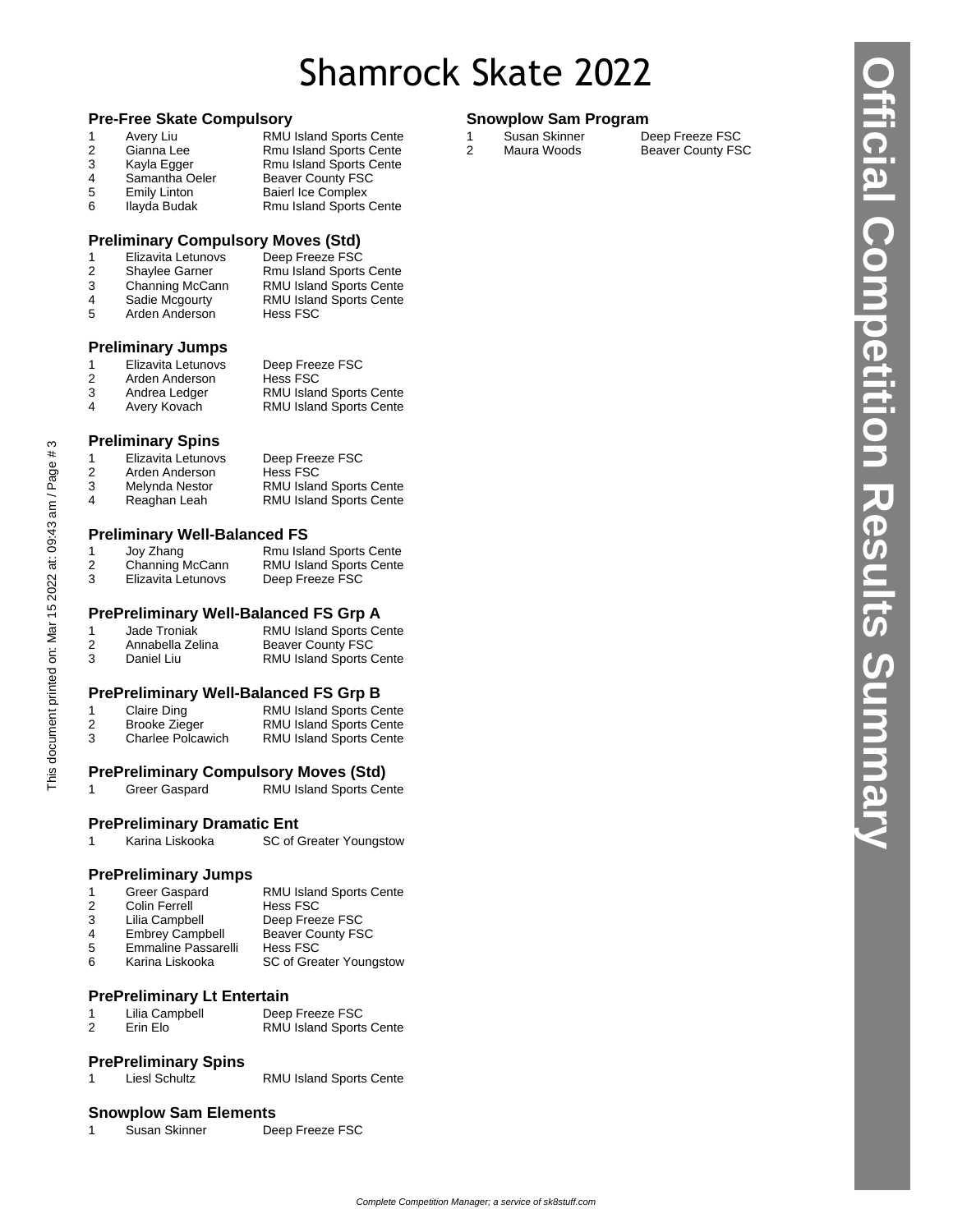# Shamrock Skate 2022

Official Competition Results Summary

### Pre-Free Skate Compulsory

| | | |
|---|---|---|
| 1 | Avery Liu | RMU Island Sports Cente |
| 2 | Gianna Lee | Rmu Island Sports Cente |
| 3 | Kayla Egger | Rmu Island Sports Cente |
| 4 | Samantha Oeler | Beaver County FSC |
| 5 | Emily Linton | Baierl Ice Complex |
| 6 | Ilayda Budak | Rmu Island Sports Cente |

### Preliminary Compulsory Moves (Std)

| | | |
|---|---|---|
| 1 | Elizavita Letunovs | Deep Freeze FSC |
| 2 | Shaylee Garner | Rmu Island Sports Cente |
| 3 | Channing McCann | RMU Island Sports Cente |
| 4 | Sadie Mcgourty | RMU Island Sports Cente |
| 5 | Arden Anderson | Hess FSC |

### Preliminary Jumps

| | | |
|---|---|---|
| 1 | Elizavita Letunovs | Deep Freeze FSC |
| 2 | Arden Anderson | Hess FSC |
| 3 | Andrea Ledger | RMU Island Sports Cente |
| 4 | Avery Kovach | RMU Island Sports Cente |

### Preliminary Spins

| | | |
|---|---|---|
| 1 | Elizavita Letunovs | Deep Freeze FSC |
| 2 | Arden Anderson | Hess FSC |
| 3 | Melynda Nestor | RMU Island Sports Cente |
| 4 | Reaghan Leah | RMU Island Sports Cente |

### Preliminary Well-Balanced FS

| | | |
|---|---|---|
| 1 | Joy Zhang | Rmu Island Sports Cente |
| 2 | Channing McCann | RMU Island Sports Cente |
| 3 | Elizavita Letunovs | Deep Freeze FSC |

### PrePreliminary Well-Balanced FS Grp A

| | | |
|---|---|---|
| 1 | Jade Troniak | RMU Island Sports Cente |
| 2 | Annabella Zelina | Beaver County FSC |
| 3 | Daniel Liu | RMU Island Sports Cente |

### PrePreliminary Well-Balanced FS Grp B

| | | |
|---|---|---|
| 1 | Claire Ding | RMU Island Sports Cente |
| 2 | Brooke Zieger | RMU Island Sports Cente |
| 3 | Charlee Polcawich | RMU Island Sports Cente |

### PrePreliminary Compulsory Moves (Std)

| | | |
|---|---|---|
| 1 | Greer Gaspard | RMU Island Sports Cente |

### PrePreliminary Dramatic Ent

| | | |
|---|---|---|
| 1 | Karina Liskooka | SC of Greater Youngstow |

### PrePreliminary Jumps

| | | |
|---|---|---|
| 1 | Greer Gaspard | RMU Island Sports Cente |
| 2 | Colin Ferrell | Hess FSC |
| 3 | Lilia Campbell | Deep Freeze FSC |
| 4 | Embrey Campbell | Beaver County FSC |
| 5 | Emmaline Passarelli | Hess FSC |
| 6 | Karina Liskooka | SC of Greater Youngstow |

### PrePreliminary Lt Entertain

| | | |
|---|---|---|
| 1 | Lilia Campbell | Deep Freeze FSC |
| 2 | Erin Elo | RMU Island Sports Cente |

### PrePreliminary Spins

| | | |
|---|---|---|
| 1 | Liesl Schultz | RMU Island Sports Cente |

### Snowplow Sam Elements

| | | |
|---|---|---|
| 1 | Susan Skinner | Deep Freeze FSC |

### Snowplow Sam Program

| | | |
|---|---|---|
| 1 | Susan Skinner | Deep Freeze FSC |
| 2 | Maura Woods | Beaver County FSC |

This document printed on: Mar 15 2022 at: 09:43 am / Page # 3

*Complete Competition Manager; a service of sk8stuff.com*